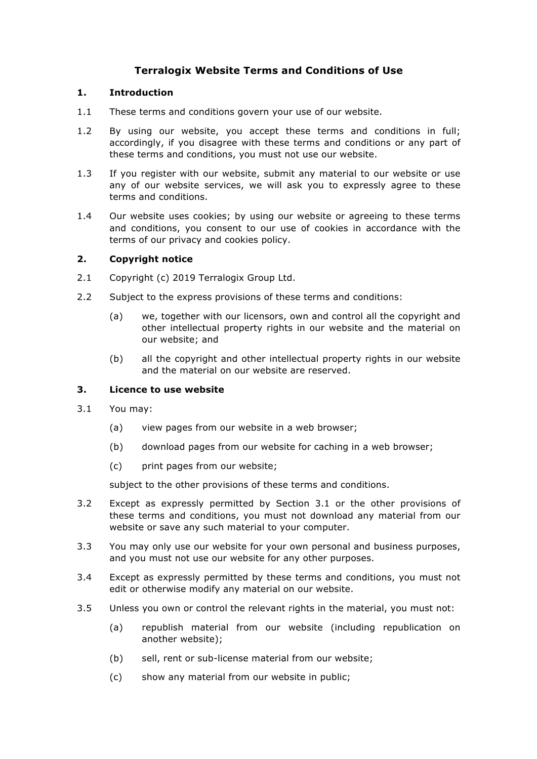# Terralogix Website Terms and Conditions of Use

## 1. Introduction

1.1 These terms and conditions govern your use of our website.

1.2 By using our website, you accept these terms and conditions in full; accordingly, if you disagree with these terms and conditions or any part of these terms and conditions, you must not use our website.

1.3 If you register with our website, submit any material to our website or use any of our website services, we will ask you to expressly agree to these terms and conditions.

1.4 Our website uses cookies; by using our website or agreeing to these terms and conditions, you consent to our use of cookies in accordance with the terms of our privacy and cookies policy.

## 2. Copyright notice

2.1 Copyright (c) 2019 Terralogix Group Ltd.

2.2 Subject to the express provisions of these terms and conditions:

(a) we, together with our licensors, own and control all the copyright and other intellectual property rights in our website and the material on our website; and

(b) all the copyright and other intellectual property rights in our website and the material on our website are reserved.

## 3. Licence to use website

3.1 You may:

(a) view pages from our website in a web browser;

(b) download pages from our website for caching in a web browser;

(c) print pages from our website;

subject to the other provisions of these terms and conditions.

3.2 Except as expressly permitted by Section 3.1 or the other provisions of these terms and conditions, you must not download any material from our website or save any such material to your computer.

3.3 You may only use our website for your own personal and business purposes, and you must not use our website for any other purposes.

3.4 Except as expressly permitted by these terms and conditions, you must not edit or otherwise modify any material on our website.

3.5 Unless you own or control the relevant rights in the material, you must not:

(a) republish material from our website (including republication on another website);

(b) sell, rent or sub-license material from our website;

(c) show any material from our website in public;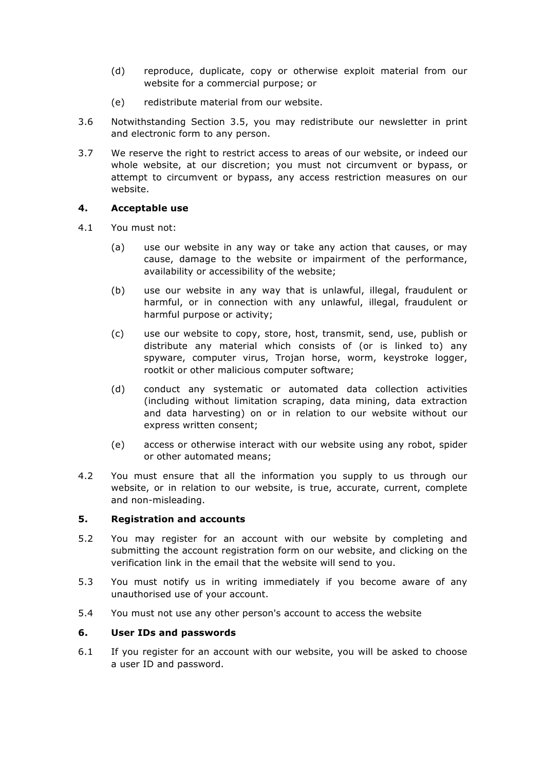(d) reproduce, duplicate, copy or otherwise exploit material from our website for a commercial purpose; or

(e) redistribute material from our website.

3.6 Notwithstanding Section 3.5, you may redistribute our newsletter in print and electronic form to any person.

3.7 We reserve the right to restrict access to areas of our website, or indeed our whole website, at our discretion; you must not circumvent or bypass, or attempt to circumvent or bypass, any access restriction measures on our website.

## 4. Acceptable use

4.1 You must not:

(a) use our website in any way or take any action that causes, or may cause, damage to the website or impairment of the performance, availability or accessibility of the website;

(b) use our website in any way that is unlawful, illegal, fraudulent or harmful, or in connection with any unlawful, illegal, fraudulent or harmful purpose or activity;

(c) use our website to copy, store, host, transmit, send, use, publish or distribute any material which consists of (or is linked to) any spyware, computer virus, Trojan horse, worm, keystroke logger, rootkit or other malicious computer software;

(d) conduct any systematic or automated data collection activities (including without limitation scraping, data mining, data extraction and data harvesting) on or in relation to our website without our express written consent;

(e) access or otherwise interact with our website using any robot, spider or other automated means;

4.2 You must ensure that all the information you supply to us through our website, or in relation to our website, is true, accurate, current, complete and non-misleading.

## 5. Registration and accounts

5.2 You may register for an account with our website by completing and submitting the account registration form on our website, and clicking on the verification link in the email that the website will send to you.

5.3 You must notify us in writing immediately if you become aware of any unauthorised use of your account.

5.4 You must not use any other person's account to access the website

## 6. User IDs and passwords

6.1 If you register for an account with our website, you will be asked to choose a user ID and password.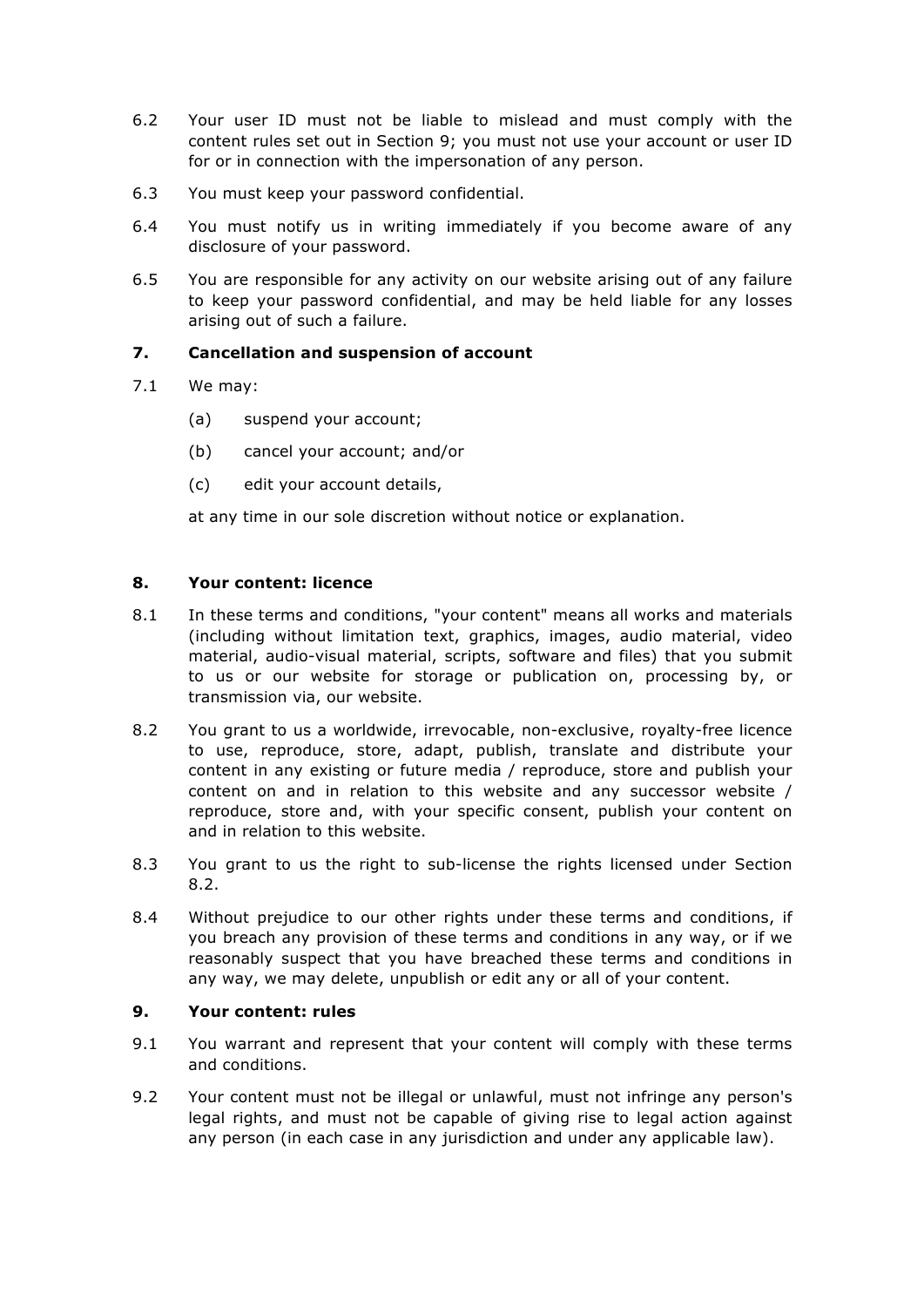6.2 Your user ID must not be liable to mislead and must comply with the content rules set out in Section 9; you must not use your account or user ID for or in connection with the impersonation of any person.

6.3 You must keep your password confidential.

6.4 You must notify us in writing immediately if you become aware of any disclosure of your password.

6.5 You are responsible for any activity on our website arising out of any failure to keep your password confidential, and may be held liable for any losses arising out of such a failure.

## 7. Cancellation and suspension of account

7.1 We may:

(a) suspend your account;

(b) cancel your account; and/or

(c) edit your account details,

at any time in our sole discretion without notice or explanation.

## 8. Your content: licence

8.1 In these terms and conditions, "your content" means all works and materials (including without limitation text, graphics, images, audio material, video material, audio-visual material, scripts, software and files) that you submit to us or our website for storage or publication on, processing by, or transmission via, our website.

8.2 You grant to us a worldwide, irrevocable, non-exclusive, royalty-free licence to use, reproduce, store, adapt, publish, translate and distribute your content in any existing or future media / reproduce, store and publish your content on and in relation to this website and any successor website / reproduce, store and, with your specific consent, publish your content on and in relation to this website.

8.3 You grant to us the right to sub-license the rights licensed under Section 8.2.

8.4 Without prejudice to our other rights under these terms and conditions, if you breach any provision of these terms and conditions in any way, or if we reasonably suspect that you have breached these terms and conditions in any way, we may delete, unpublish or edit any or all of your content.

## 9. Your content: rules

9.1 You warrant and represent that your content will comply with these terms and conditions.

9.2 Your content must not be illegal or unlawful, must not infringe any person's legal rights, and must not be capable of giving rise to legal action against any person (in each case in any jurisdiction and under any applicable law).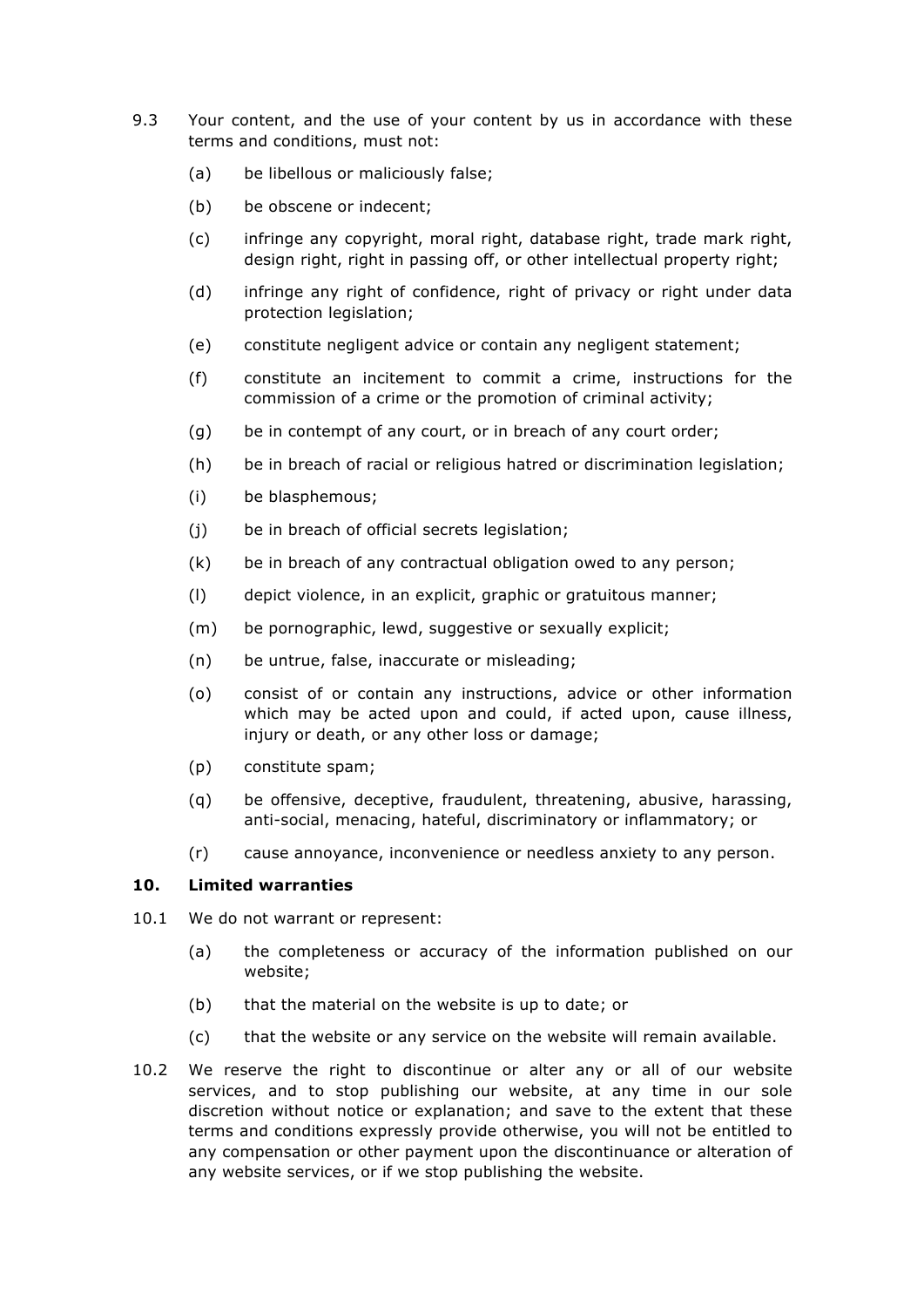9.3 Your content, and the use of your content by us in accordance with these terms and conditions, must not:

(a) be libellous or maliciously false;

(b) be obscene or indecent;

(c) infringe any copyright, moral right, database right, trade mark right, design right, right in passing off, or other intellectual property right;

(d) infringe any right of confidence, right of privacy or right under data protection legislation;

(e) constitute negligent advice or contain any negligent statement;

(f) constitute an incitement to commit a crime, instructions for the commission of a crime or the promotion of criminal activity;

(g) be in contempt of any court, or in breach of any court order;

(h) be in breach of racial or religious hatred or discrimination legislation;

(i) be blasphemous;

(j) be in breach of official secrets legislation;

(k) be in breach of any contractual obligation owed to any person;

(l) depict violence, in an explicit, graphic or gratuitous manner;

(m) be pornographic, lewd, suggestive or sexually explicit;

(n) be untrue, false, inaccurate or misleading;

(o) consist of or contain any instructions, advice or other information which may be acted upon and could, if acted upon, cause illness, injury or death, or any other loss or damage;

(p) constitute spam;

(q) be offensive, deceptive, fraudulent, threatening, abusive, harassing, anti-social, menacing, hateful, discriminatory or inflammatory; or

(r) cause annoyance, inconvenience or needless anxiety to any person.

## 10. Limited warranties

10.1 We do not warrant or represent:

(a) the completeness or accuracy of the information published on our website;

(b) that the material on the website is up to date; or

(c) that the website or any service on the website will remain available.

10.2 We reserve the right to discontinue or alter any or all of our website services, and to stop publishing our website, at any time in our sole discretion without notice or explanation; and save to the extent that these terms and conditions expressly provide otherwise, you will not be entitled to any compensation or other payment upon the discontinuance or alteration of any website services, or if we stop publishing the website.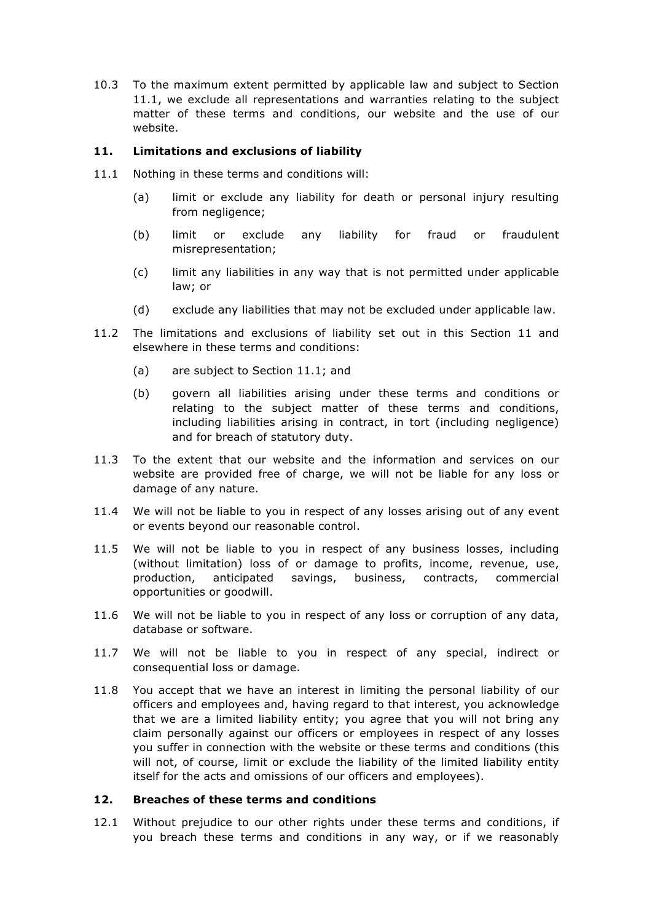10.3 To the maximum extent permitted by applicable law and subject to Section 11.1, we exclude all representations and warranties relating to the subject matter of these terms and conditions, our website and the use of our website.

## 11. Limitations and exclusions of liability

11.1 Nothing in these terms and conditions will:

(a) limit or exclude any liability for death or personal injury resulting from negligence;

(b) limit or exclude any liability for fraud or fraudulent misrepresentation;

(c) limit any liabilities in any way that is not permitted under applicable law; or

(d) exclude any liabilities that may not be excluded under applicable law.

11.2 The limitations and exclusions of liability set out in this Section 11 and elsewhere in these terms and conditions:

(a) are subject to Section 11.1; and

(b) govern all liabilities arising under these terms and conditions or relating to the subject matter of these terms and conditions, including liabilities arising in contract, in tort (including negligence) and for breach of statutory duty.

11.3 To the extent that our website and the information and services on our website are provided free of charge, we will not be liable for any loss or damage of any nature.

11.4 We will not be liable to you in respect of any losses arising out of any event or events beyond our reasonable control.

11.5 We will not be liable to you in respect of any business losses, including (without limitation) loss of or damage to profits, income, revenue, use, production, anticipated savings, business, contracts, commercial opportunities or goodwill.

11.6 We will not be liable to you in respect of any loss or corruption of any data, database or software.

11.7 We will not be liable to you in respect of any special, indirect or consequential loss or damage.

11.8 You accept that we have an interest in limiting the personal liability of our officers and employees and, having regard to that interest, you acknowledge that we are a limited liability entity; you agree that you will not bring any claim personally against our officers or employees in respect of any losses you suffer in connection with the website or these terms and conditions (this will not, of course, limit or exclude the liability of the limited liability entity itself for the acts and omissions of our officers and employees).

## 12. Breaches of these terms and conditions

12.1 Without prejudice to our other rights under these terms and conditions, if you breach these terms and conditions in any way, or if we reasonably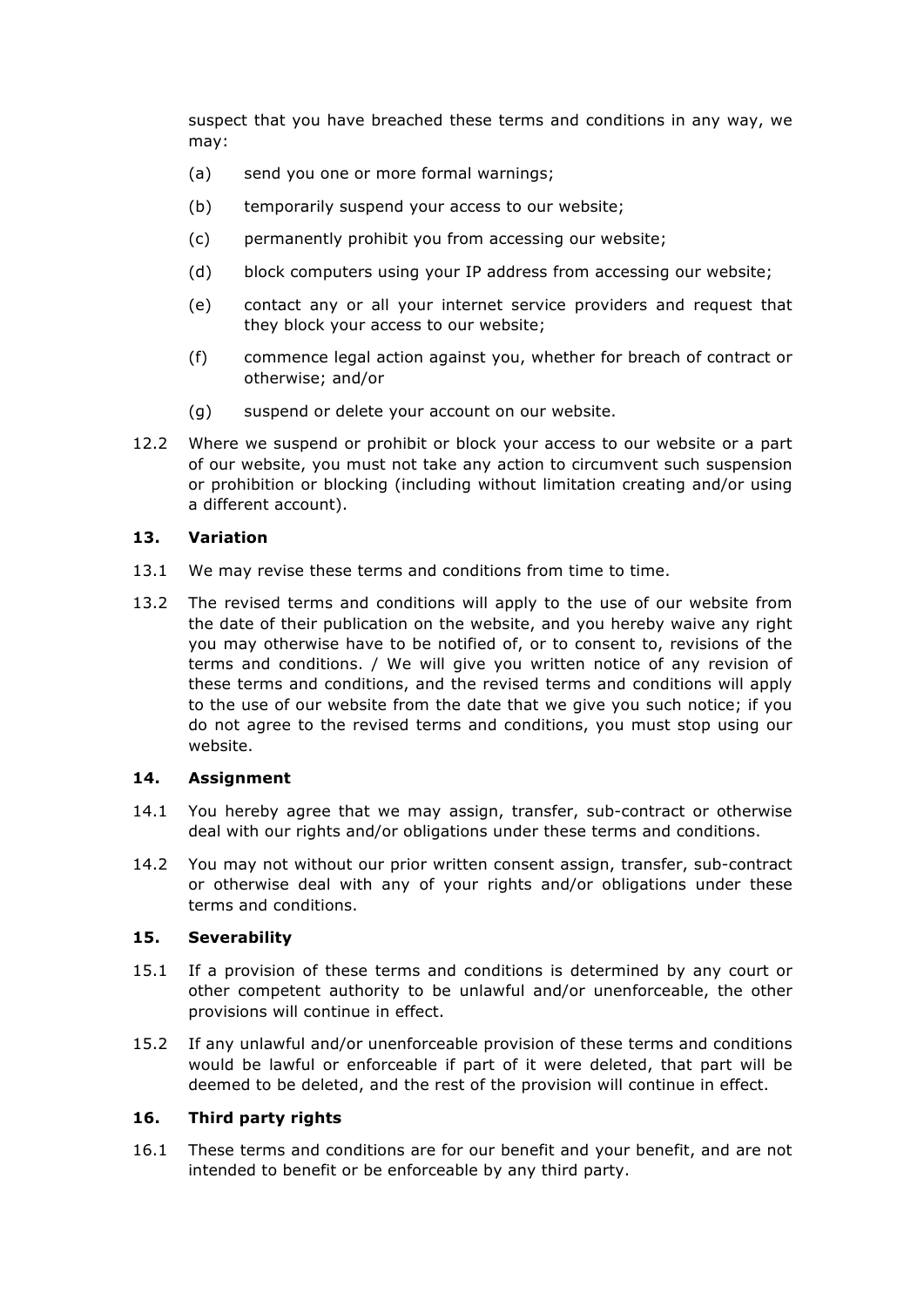suspect that you have breached these terms and conditions in any way, we may:

(a) send you one or more formal warnings;

(b) temporarily suspend your access to our website;

(c) permanently prohibit you from accessing our website;

(d) block computers using your IP address from accessing our website;

(e) contact any or all your internet service providers and request that they block your access to our website;

(f) commence legal action against you, whether for breach of contract or otherwise; and/or

(g) suspend or delete your account on our website.

12.2 Where we suspend or prohibit or block your access to our website or a part of our website, you must not take any action to circumvent such suspension or prohibition or blocking (including without limitation creating and/or using a different account).

## 13. Variation

13.1 We may revise these terms and conditions from time to time.

13.2 The revised terms and conditions will apply to the use of our website from the date of their publication on the website, and you hereby waive any right you may otherwise have to be notified of, or to consent to, revisions of the terms and conditions. / We will give you written notice of any revision of these terms and conditions, and the revised terms and conditions will apply to the use of our website from the date that we give you such notice; if you do not agree to the revised terms and conditions, you must stop using our website.

## 14. Assignment

14.1 You hereby agree that we may assign, transfer, sub-contract or otherwise deal with our rights and/or obligations under these terms and conditions.

14.2 You may not without our prior written consent assign, transfer, sub-contract or otherwise deal with any of your rights and/or obligations under these terms and conditions.

## 15. Severability

15.1 If a provision of these terms and conditions is determined by any court or other competent authority to be unlawful and/or unenforceable, the other provisions will continue in effect.

15.2 If any unlawful and/or unenforceable provision of these terms and conditions would be lawful or enforceable if part of it were deleted, that part will be deemed to be deleted, and the rest of the provision will continue in effect.

## 16. Third party rights

16.1 These terms and conditions are for our benefit and your benefit, and are not intended to benefit or be enforceable by any third party.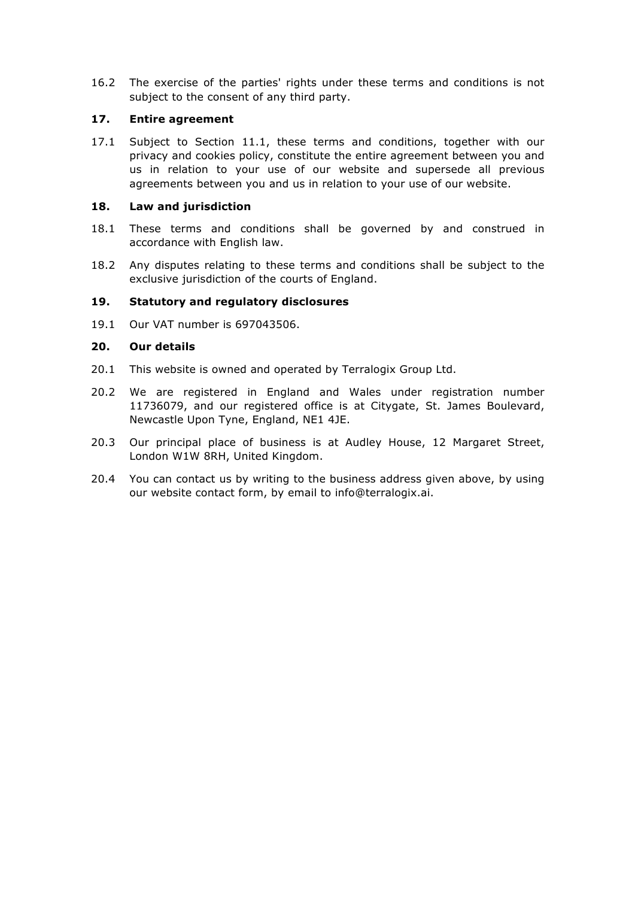16.2 The exercise of the parties' rights under these terms and conditions is not subject to the consent of any third party.

## 17. Entire agreement

17.1 Subject to Section 11.1, these terms and conditions, together with our privacy and cookies policy, constitute the entire agreement between you and us in relation to your use of our website and supersede all previous agreements between you and us in relation to your use of our website.

## 18. Law and jurisdiction

18.1 These terms and conditions shall be governed by and construed in accordance with English law.

18.2 Any disputes relating to these terms and conditions shall be subject to the exclusive jurisdiction of the courts of England.

## 19. Statutory and regulatory disclosures

19.1 Our VAT number is 697043506.

## 20. Our details

20.1 This website is owned and operated by Terralogix Group Ltd.

20.2 We are registered in England and Wales under registration number 11736079, and our registered office is at Citygate, St. James Boulevard, Newcastle Upon Tyne, England, NE1 4JE.

20.3 Our principal place of business is at Audley House, 12 Margaret Street, London W1W 8RH, United Kingdom.

20.4 You can contact us by writing to the business address given above, by using our website contact form, by email to info@terralogix.ai.